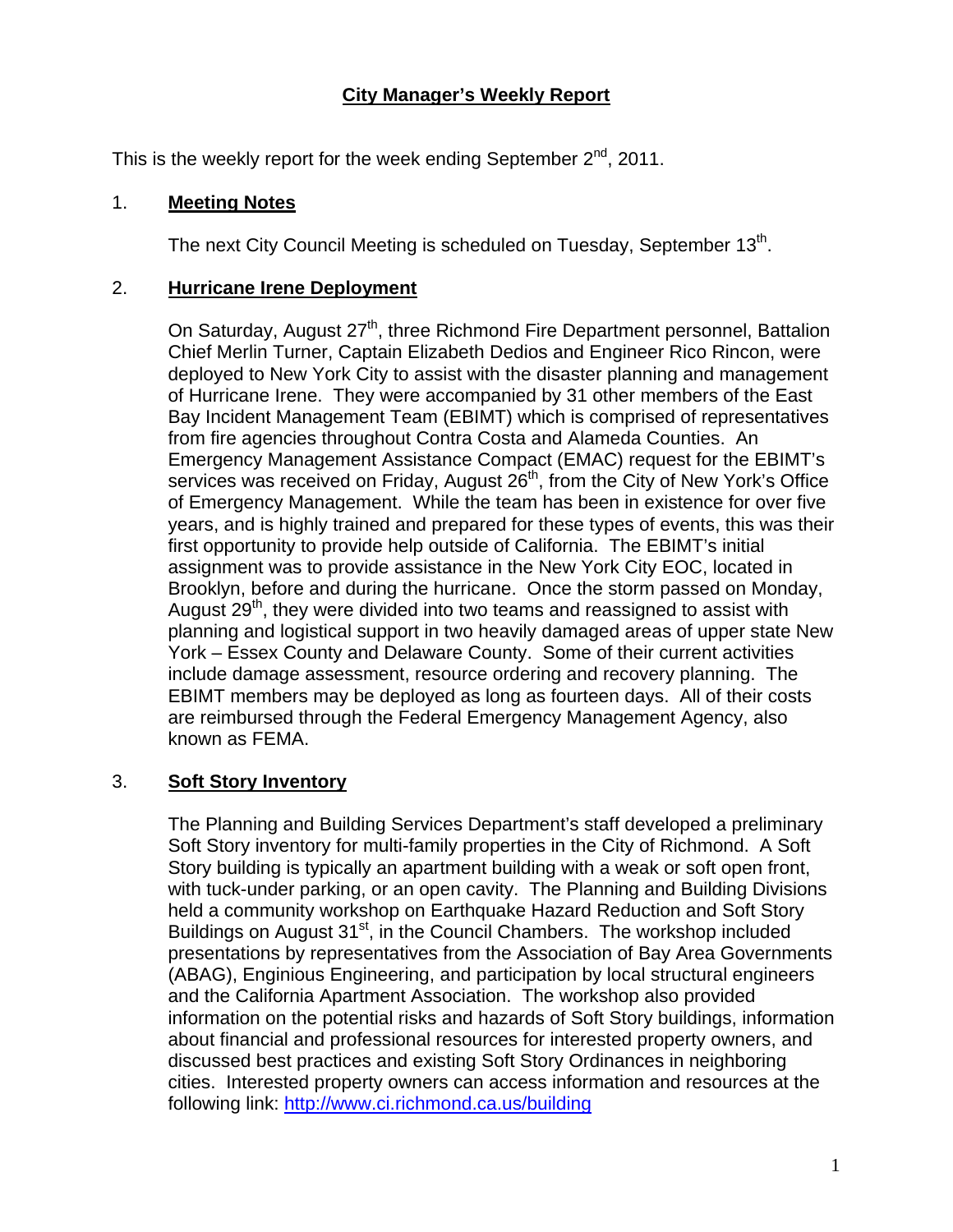# City Manager's Weekly Report

This is the weekly report for the week ending September 2nd, 2011.

## 1. Meeting Notes

The next City Council Meeting is scheduled on Tuesday, September 13th.

## 2. Hurricane Irene Deployment

On Saturday, August 27th, three Richmond Fire Department personnel, Battalion Chief Merlin Turner, Captain Elizabeth Dedios and Engineer Rico Rincon, were deployed to New York City to assist with the disaster planning and management of Hurricane Irene. They were accompanied by 31 other members of the East Bay Incident Management Team (EBIMT) which is comprised of representatives from fire agencies throughout Contra Costa and Alameda Counties. An Emergency Management Assistance Compact (EMAC) request for the EBIMT's services was received on Friday, August 26th, from the City of New York's Office of Emergency Management. While the team has been in existence for over five years, and is highly trained and prepared for these types of events, this was their first opportunity to provide help outside of California. The EBIMT's initial assignment was to provide assistance in the New York City EOC, located in Brooklyn, before and during the hurricane. Once the storm passed on Monday, August 29th, they were divided into two teams and reassigned to assist with planning and logistical support in two heavily damaged areas of upper state New York – Essex County and Delaware County. Some of their current activities include damage assessment, resource ordering and recovery planning. The EBIMT members may be deployed as long as fourteen days. All of their costs are reimbursed through the Federal Emergency Management Agency, also known as FEMA.

## 3. Soft Story Inventory

The Planning and Building Services Department's staff developed a preliminary Soft Story inventory for multi-family properties in the City of Richmond. A Soft Story building is typically an apartment building with a weak or soft open front, with tuck-under parking, or an open cavity. The Planning and Building Divisions held a community workshop on Earthquake Hazard Reduction and Soft Story Buildings on August 31st, in the Council Chambers. The workshop included presentations by representatives from the Association of Bay Area Governments (ABAG), Enginious Engineering, and participation by local structural engineers and the California Apartment Association. The workshop also provided information on the potential risks and hazards of Soft Story buildings, information about financial and professional resources for interested property owners, and discussed best practices and existing Soft Story Ordinances in neighboring cities. Interested property owners can access information and resources at the following link: [http://www.ci.richmond.ca.us/building](http://www.ci.richmond.ca.us/building)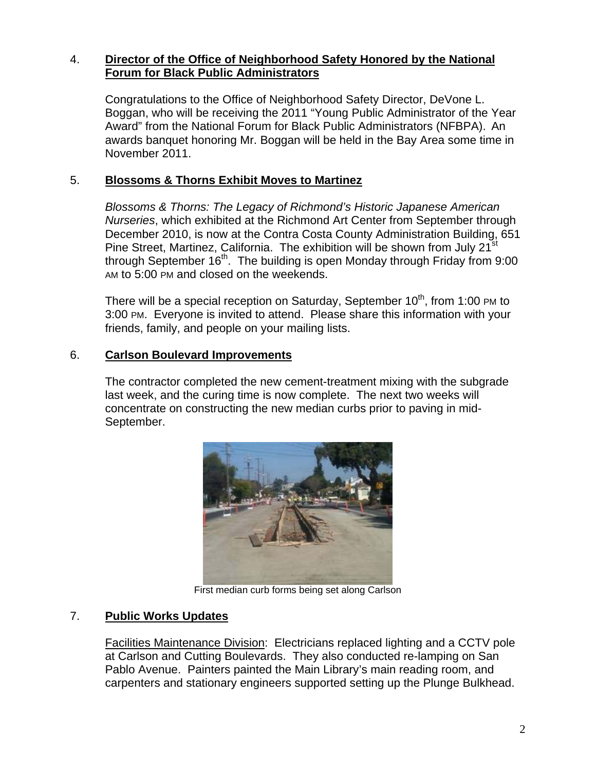4. **Director of the Office of Neighborhood Safety Honored by the National Forum for Black Public Administrators**

   Congratulations to the Office of Neighborhood Safety Director, DeVone L. Boggan, who will be receiving the 2011 "Young Public Administrator of the Year Award" from the National Forum for Black Public Administrators (NFBPA). An awards banquet honoring Mr. Boggan will be held in the Bay Area some time in November 2011.

5. **Blossoms & Thorns Exhibit Moves to Martinez**

   *Blossoms & Thorns: The Legacy of Richmond's Historic Japanese American Nurseries*, which exhibited at the Richmond Art Center from September through December 2010, is now at the Contra Costa County Administration Building, 651 Pine Street, Martinez, California. The exhibition will be shown from July 21st through September 16th. The building is open Monday through Friday from 9:00 AM to 5:00 PM and closed on the weekends.

   There will be a special reception on Saturday, September 10th, from 1:00 PM to 3:00 PM. Everyone is invited to attend. Please share this information with your friends, family, and people on your mailing lists.

6. **Carlson Boulevard Improvements**

   The contractor completed the new cement-treatment mixing with the subgrade last week, and the curing time is now complete. The next two weeks will concentrate on constructing the new median curbs prior to paving in mid-September.

   First median curb forms being set along Carlson

7. **Public Works Updates**

   Facilities Maintenance Division: Electricians replaced lighting and a CCTV pole at Carlson and Cutting Boulevards. They also conducted re-lamping on San Pablo Avenue. Painters painted the Main Library's main reading room, and carpenters and stationary engineers supported setting up the Plunge Bulkhead.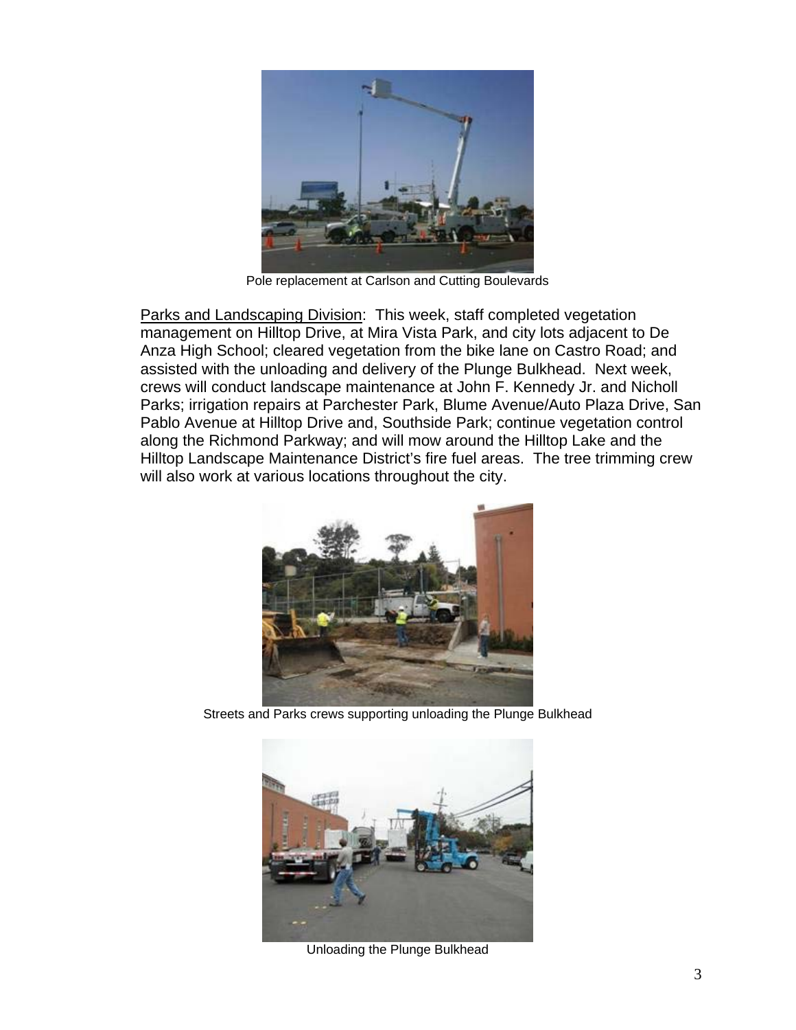Pole replacement at Carlson and Cutting Boulevards

Parks and Landscaping Division: This week, staff completed vegetation management on Hilltop Drive, at Mira Vista Park, and city lots adjacent to De Anza High School; cleared vegetation from the bike lane on Castro Road; and assisted with the unloading and delivery of the Plunge Bulkhead. Next week, crews will conduct landscape maintenance at John F. Kennedy Jr. and Nicholl Parks; irrigation repairs at Parchester Park, Blume Avenue/Auto Plaza Drive, San Pablo Avenue at Hilltop Drive and, Southside Park; continue vegetation control along the Richmond Parkway; and will mow around the Hilltop Lake and the Hilltop Landscape Maintenance District's fire fuel areas. The tree trimming crew will also work at various locations throughout the city.

Streets and Parks crews supporting unloading the Plunge Bulkhead

Unloading the Plunge Bulkhead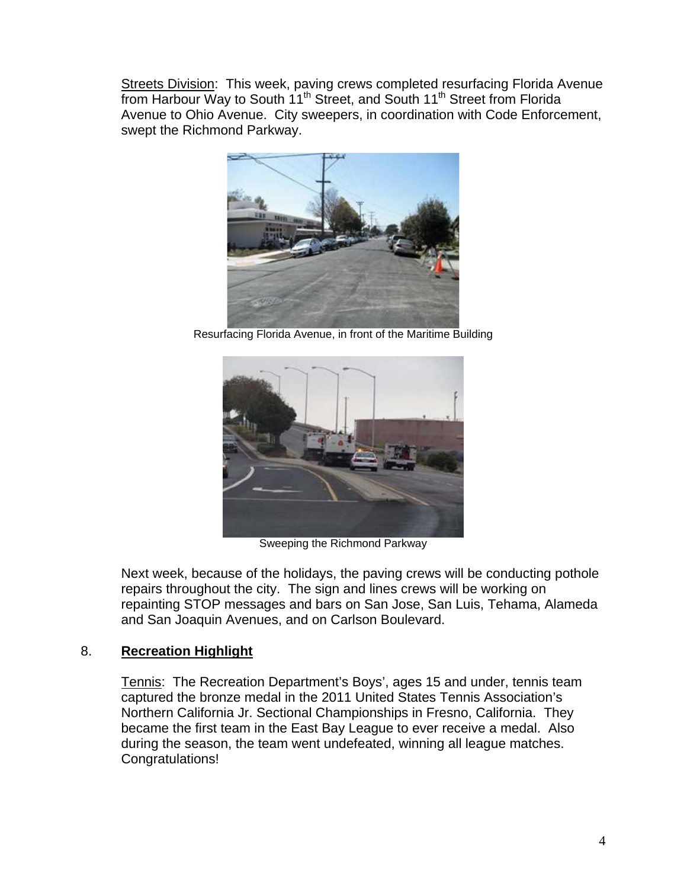Streets Division: This week, paving crews completed resurfacing Florida Avenue from Harbour Way to South 11th Street, and South 11th Street from Florida Avenue to Ohio Avenue. City sweepers, in coordination with Code Enforcement, swept the Richmond Parkway.

Resurfacing Florida Avenue, in front of the Maritime Building

Sweeping the Richmond Parkway

Next week, because of the holidays, the paving crews will be conducting pothole repairs throughout the city. The sign and lines crews will be working on repainting STOP messages and bars on San Jose, San Luis, Tehama, Alameda and San Joaquin Avenues, and on Carlson Boulevard.

## 8. **Recreation Highlight**

Tennis: The Recreation Department's Boys', ages 15 and under, tennis team captured the bronze medal in the 2011 United States Tennis Association's Northern California Jr. Sectional Championships in Fresno, California. They became the first team in the East Bay League to ever receive a medal. Also during the season, the team went undefeated, winning all league matches. Congratulations!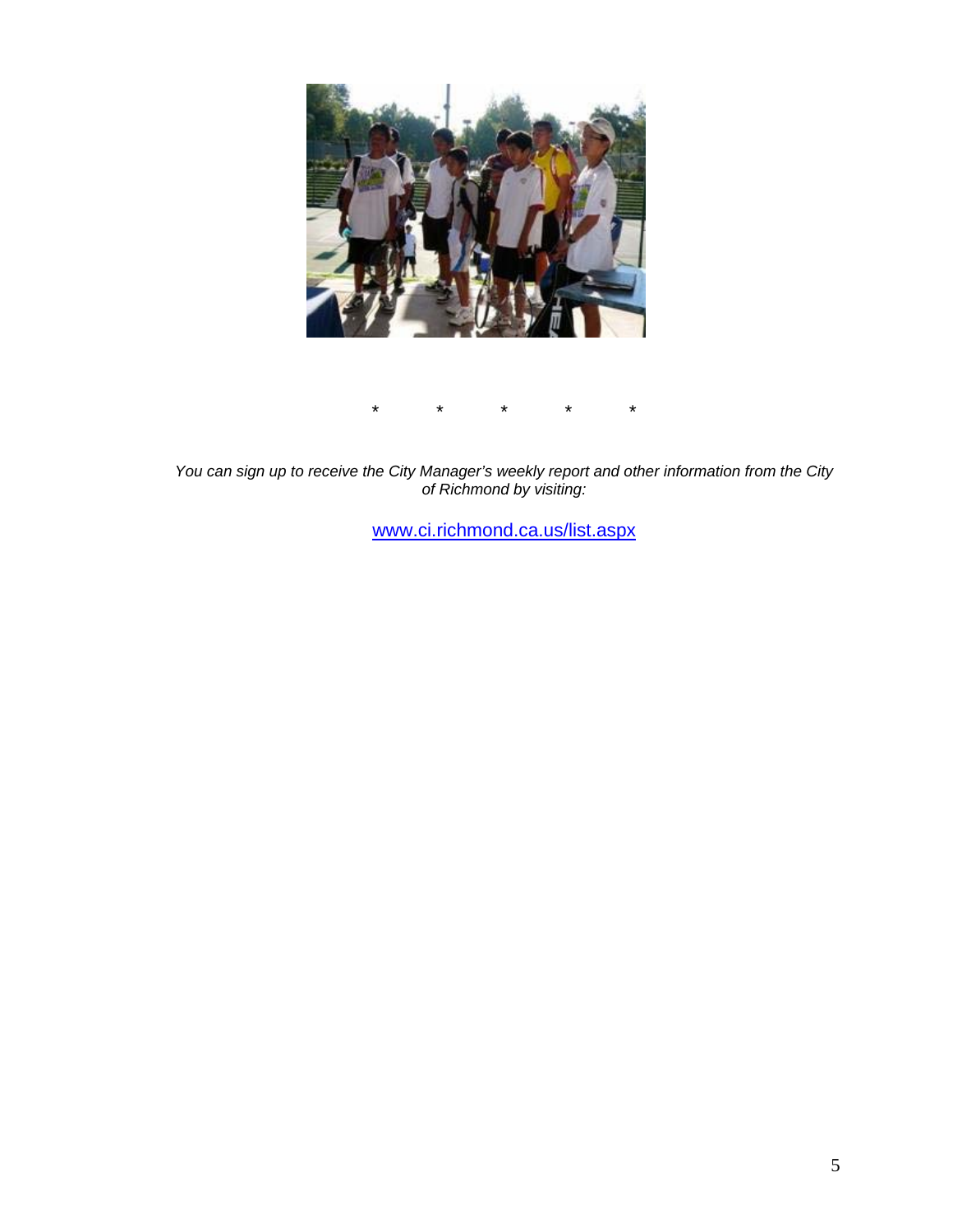*     *     *     *     *

*You can sign up to receive the City Manager's weekly report and other information from the City of Richmond by visiting:*

[www.ci.richmond.ca.us/list.aspx](http://www.ci.richmond.ca.us/list.aspx)